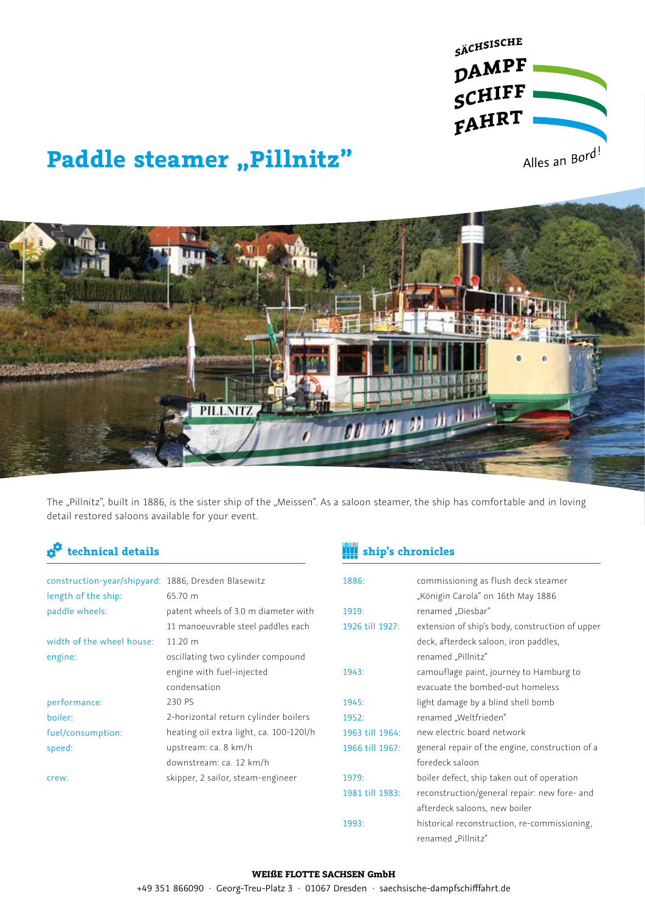SÄCHSISCHE DAMPF SCHIFF FAHRT

Alles an Bord!

# Paddle steamer „Pillnitz"

The „Pillnitz", built in 1886, is the sister ship of the „Meissen". As a saloon steamer, the ship has comfortable and in loving detail restored saloons available for your event.

## technical details

| | |
|---|---|
| construction-year/shipyard: | 1886, Dresden Blasewitz |
| length of the ship: | 65.70 m |
| paddle wheels: | patent wheels of 3.0 m diameter with 11 manoeuvrable steel paddles each |
| width of the wheel house: | 11.20 m |
| engine: | oscillating two cylinder compound engine with fuel-injected condensation |
| performance: | 230 PS |
| boiler: | 2-horizontal return cylinder boilers |
| fuel/consumption: | heating oil extra light, ca. 100-120l/h |
| speed: | upstream: ca. 8 km/h<br>downstream: ca. 12 km/h |
| crew: | skipper, 2 sailor, steam-engineer |

## ship's chronicles

| | |
|---|---|
| 1886: | commissioning as flush deck steamer „Königin Carola" on 16th May 1886 |
| 1919: | renamed „Diesbar" |
| 1926 till 1927: | extension of ship's body, construction of upper deck, afterdeck saloon, iron paddles, renamed „Pillnitz" |
| 1943: | camouflage paint, journey to Hamburg to evacuate the bombed-out homeless |
| 1945: | light damage by a blind shell bomb |
| 1952: | renamed „Weltfrieden" |
| 1963 till 1964: | new electric board network |
| 1966 till 1967: | general repair of the engine, construction of a foredeck saloon |
| 1979: | boiler defect, ship taken out of operation |
| 1981 till 1983: | reconstruction/general repair: new fore- and afterdeck saloons, new boiler |
| 1993: | historical reconstruction, re-commissioning, renamed „Pillnitz" |

**WEIßE FLOTTE SACHSEN GmbH**

+49 351 866090 · Georg-Treu-Platz 3 · 01067 Dresden · saechsische-dampfschifffahrt.de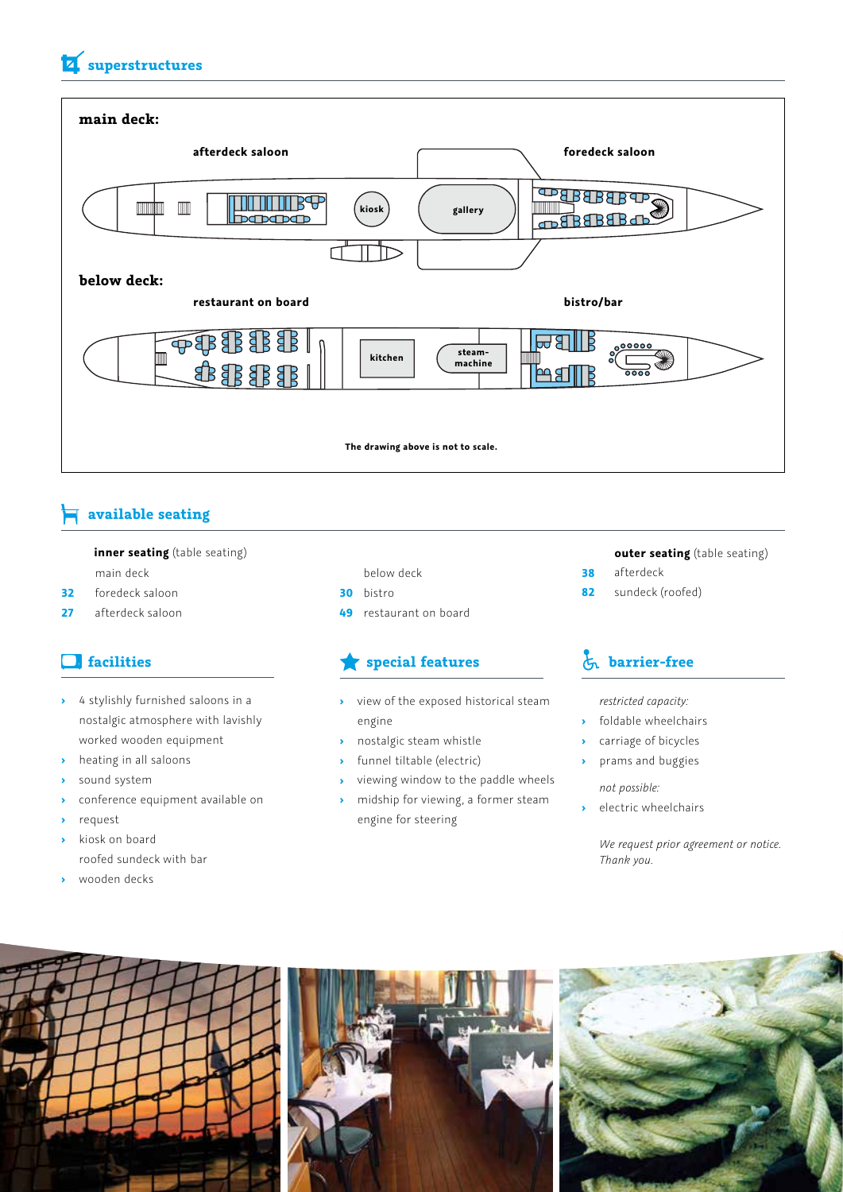## superstructures

**main deck:**

afterdeck saloon

foredeck saloon

kiosk

gallery

**below deck:**

restaurant on board

bistro/bar

kitchen

steam-machine

The drawing above is not to scale.

## available seating

**inner seating** (table seating)

main deck

**32** foredeck saloon

**27** afterdeck saloon

below deck

**30** bistro

**49** restaurant on board

**outer seating** (table seating)

**38** afterdeck

**82** sundeck (roofed)

## facilities

- 4 stylishly furnished saloons in a nostalgic atmosphere with lavishly worked wooden equipment
- heating in all saloons
- sound system
- conference equipment available on
- request
- kiosk on board
  roofed sundeck with bar
- wooden decks

## special features

- view of the exposed historical steam engine
- nostalgic steam whistle
- funnel tiltable (electric)
- viewing window to the paddle wheels
- midship for viewing, a former steam engine for steering

## barrier-free

*restricted capacity:*

- foldable wheelchairs
- carriage of bicycles
- prams and buggies

*not possible:*

- electric wheelchairs

*We request prior agreement or notice. Thank you.*